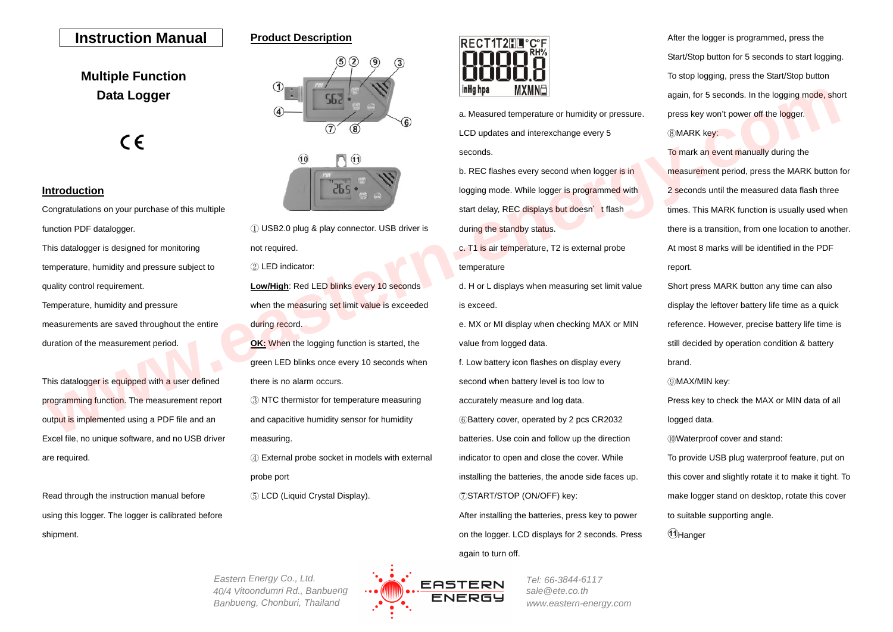# Instruction Manual

## Multiple Function Data Logger

CE

## Introduction

Congratulations on your purchase of this multiple function PDF datalogger.

This datalogger is designed for monitoring temperature, humidity and pressure subject to quality control requirement.

Temperature, humidity and pressure measurements are saved throughout the entire duration of the measurement period.

This datalogger is equipped with a user defined programming function. The measurement report output is implemented using a PDF file and an Excel file, no unique software, and no USB driver are required.

Read through the instruction manual before using this logger. The logger is calibrated before shipment.

## Product Description

① USB2.0 plug & play connector. USB driver is not required.

② LED indicator:

**Low/High**: Red LED blinks every 10 seconds when the measuring set limit value is exceeded during record.

**OK:** When the logging function is started, the green LED blinks once every 10 seconds when there is no alarm occurs.

③ NTC thermistor for temperature measuring and capacitive humidity sensor for humidity measuring.

④ External probe socket in models with external probe port

⑤ LCD (Liquid Crystal Display).

REC T1 T2 H L °C °F RH% 8888.8 inHg hpa MX MN

a. Measured temperature or humidity or pressure. LCD updates and interexchange every 5 seconds.

b. REC flashes every second when logger is in logging mode. While logger is programmed with start delay, REC displays but doesn't flash during the standby status.

c. T1 is air temperature, T2 is external probe temperature

d. H or L displays when measuring set limit value is exceed.

e. MX or MI display when checking MAX or MIN value from logged data.

f. Low battery icon flashes on display every second when battery level is too low to accurately measure and log data.

⑥Battery cover, operated by 2 pcs CR2032 batteries. Use coin and follow up the direction indicator to open and close the cover. While installing the batteries, the anode side faces up.

⑦START/STOP (ON/OFF) key:

After installing the batteries, press key to power on the logger. LCD displays for 2 seconds. Press again to turn off.

After the logger is programmed, press the Start/Stop button for 5 seconds to start logging. To stop logging, press the Start/Stop button again, for 5 seconds. In the logging mode, short press key won't power off the logger.

⑧MARK key:

To mark an event manually during the measurement period, press the MARK button for 2 seconds until the measured data flash three times. This MARK function is usually used when there is a transition, from one location to another. At most 8 marks will be identified in the PDF report.

Short press MARK button any time can also display the leftover battery life time as a quick reference. However, precise battery life time is still decided by operation condition & battery brand.

⑨MAX/MIN key:

Press key to check the MAX or MIN data of all logged data.

⑩Waterproof cover and stand:

To provide USB plug waterproof feature, put on this cover and slightly rotate it to make it tight. To make logger stand on desktop, rotate this cover to suitable supporting angle.

⑪Hanger

*Eastern Energy Co., Ltd.*
*40/4 Vitoondumri Rd., Banbueng*
*Banbueng, Chonburi, Thailand*

EASTERN ENERGY

*Tel: 66-3844-6117*
*sale@ete.co.th*
*www.eastern-energy.com*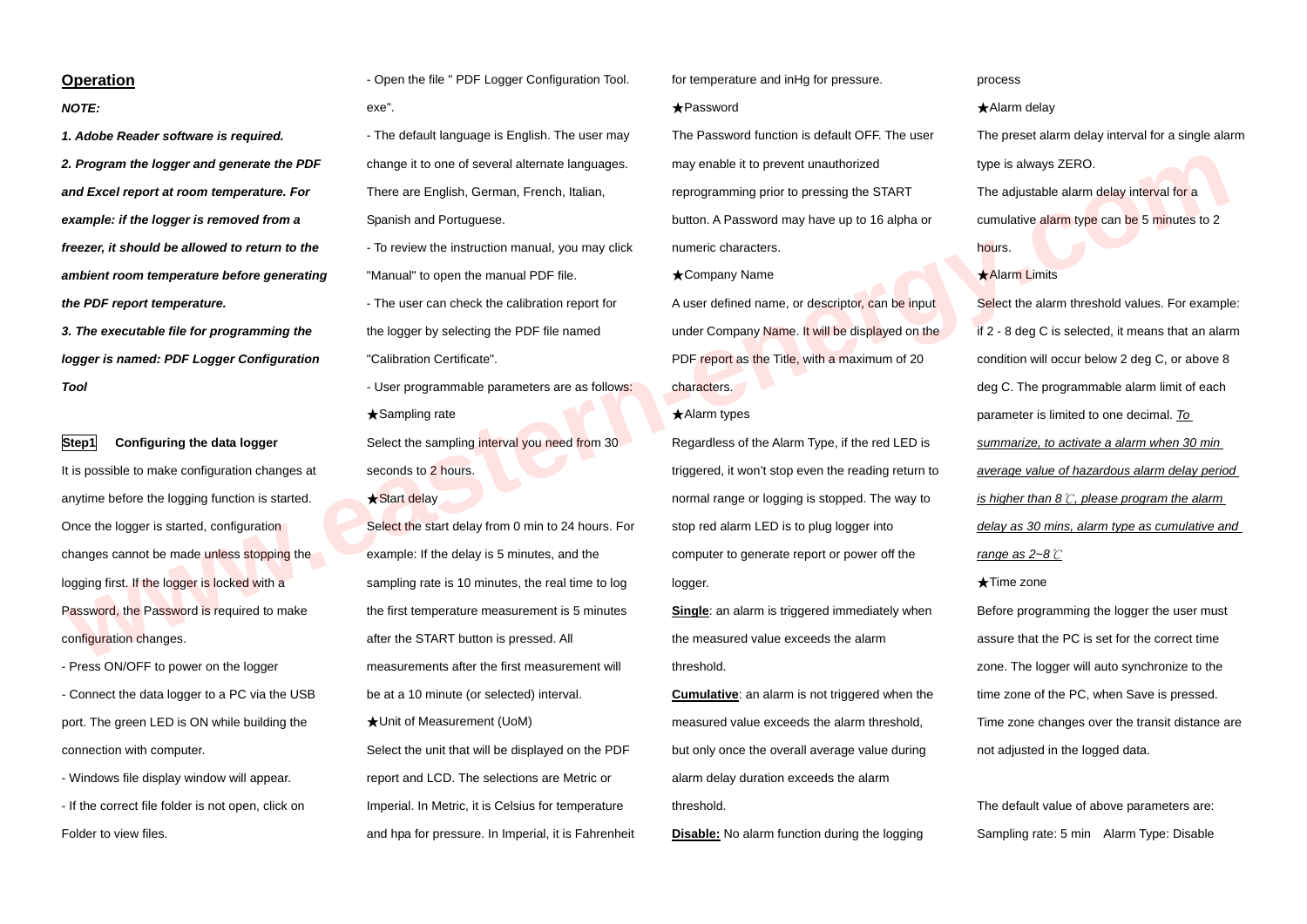## Operation

***NOTE:***

***1. Adobe Reader software is required.***

***2. Program the logger and generate the PDF and Excel report at room temperature. For example: if the logger is removed from a freezer, it should be allowed to return to the ambient room temperature before generating the PDF report temperature.***

***3. The executable file for programming the logger is named: PDF Logger Configuration Tool***

**Step1 Configuring the data logger**

It is possible to make configuration changes at anytime before the logging function is started. Once the logger is started, configuration changes cannot be made unless stopping the logging first. If the logger is locked with a Password, the Password is required to make configuration changes.

- Press ON/OFF to power on the logger
- Connect the data logger to a PC via the USB port. The green LED is ON while building the connection with computer.
- Windows file display window will appear.
- If the correct file folder is not open, click on Folder to view files.
- Open the file " PDF Logger Configuration Tool. exe".
- The default language is English. The user may change it to one of several alternate languages. There are English, German, French, Italian, Spanish and Portuguese.
- To review the instruction manual, you may click "Manual" to open the manual PDF file.
- The user can check the calibration report for the logger by selecting the PDF file named "Calibration Certificate".
- User programmable parameters are as follows:

★Sampling rate

Select the sampling interval you need from 30 seconds to 2 hours.

★Start delay

Select the start delay from 0 min to 24 hours. For example: If the delay is 5 minutes, and the sampling rate is 10 minutes, the real time to log the first temperature measurement is 5 minutes after the START button is pressed. All measurements after the first measurement will be at a 10 minute (or selected) interval.

★Unit of Measurement (UoM)

Select the unit that will be displayed on the PDF report and LCD. The selections are Metric or Imperial. In Metric, it is Celsius for temperature and hpa for pressure. In Imperial, it is Fahrenheit for temperature and inHg for pressure.

★Password

The Password function is default OFF. The user may enable it to prevent unauthorized reprogramming prior to pressing the START button. A Password may have up to 16 alpha or numeric characters.

★Company Name

A user defined name, or descriptor, can be input under Company Name. It will be displayed on the PDF report as the Title, with a maximum of 20 characters.

★Alarm types

Regardless of the Alarm Type, if the red LED is triggered, it won't stop even the reading return to normal range or logging is stopped. The way to stop red alarm LED is to plug logger into computer to generate report or power off the logger.

**Single**: an alarm is triggered immediately when the measured value exceeds the alarm threshold.

**Cumulative**: an alarm is not triggered when the measured value exceeds the alarm threshold, but only once the overall average value during alarm delay duration exceeds the alarm threshold.

**Disable:** No alarm function during the logging process

★Alarm delay

The preset alarm delay interval for a single alarm type is always ZERO.

The adjustable alarm delay interval for a cumulative alarm type can be 5 minutes to 2 hours.

★Alarm Limits

Select the alarm threshold values. For example: if 2 - 8 deg C is selected, it means that an alarm condition will occur below 2 deg C, or above 8 deg C. The programmable alarm limit of each parameter is limited to one decimal. *To summarize, to activate a alarm when 30 min average value of hazardous alarm delay period is higher than 8℃, please program the alarm delay as 30 mins, alarm type as cumulative and range as 2~8℃*

★Time zone

Before programming the logger the user must assure that the PC is set for the correct time zone. The logger will auto synchronize to the time zone of the PC, when Save is pressed. Time zone changes over the transit distance are not adjusted in the logged data.

The default value of above parameters are:

Sampling rate: 5 min Alarm Type: Disable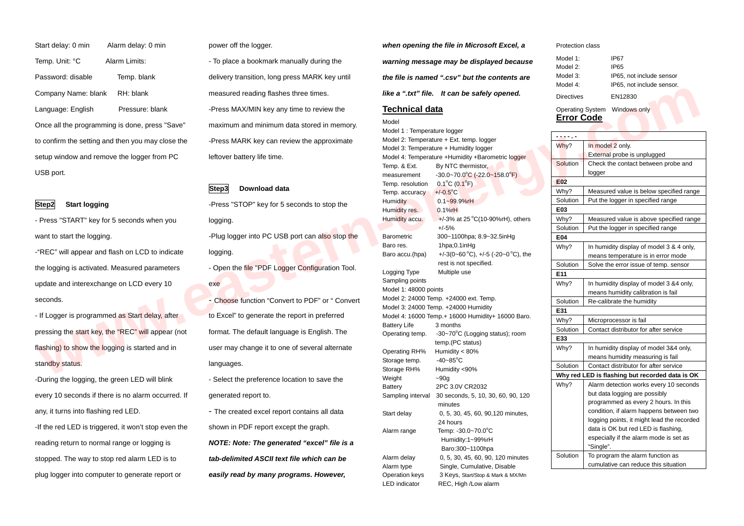Start delay: 0 min    Alarm delay: 0 min

Temp. Unit: °C    Alarm Limits:

Password: disable    Temp. blank

Company Name: blank    RH: blank

Language: English    Pressure: blank

Once all the programming is done, press "Save" to confirm the setting and then you may close the setup window and remove the logger from PC USB port.

**Step2  Start logging**

- Press "START" key for 5 seconds when you want to start the logging.

-"REC" will appear and flash on LCD to indicate the logging is activated. Measured parameters update and interexchange on LCD every 10 seconds.

- If Logger is programmed as Start delay, after pressing the start key, the "REC" will appear (not flashing) to show the logging is started and in standby status.

-During the logging, the green LED will blink every 10 seconds if there is no alarm occurred. If any, it turns into flashing red LED.

-If the red LED is triggered, it won't stop even the reading return to normal range or logging is stopped. The way to stop red alarm LED is to plug logger into computer to generate report or power off the logger.

- To place a bookmark manually during the delivery transition, long press MARK key until measured reading flashes three times.

-Press MAX/MIN key any time to review the maximum and minimum data stored in memory.

-Press MARK key can review the approximate leftover battery life time.

**Step3  Download data**

-Press "STOP" key for 5 seconds to stop the logging.

-Plug logger into PC USB port can also stop the logging.

- Open the file "PDF Logger Configuration Tool. exe

- Choose function "Convert to PDF" or " Convert to Excel" to generate the report in preferred format. The default language is English. The user may change it to one of several alternate languages.

- Select the preference location to save the generated report to.

- The created excel report contains all data shown in PDF report except the graph.

***NOTE: Note: The generated "excel" file is a tab-delimited ASCII text file which can be easily read by many programs. However, when opening the file in Microsoft Excel, a warning message may be displayed because the file is named ".csv" but the contents are like a ".txt" file. It can be safely opened.***

## Technical data

Model

Model 1 : Temperature logger

Model 2: Temperature + Ext. temp. logger

Model 3: Temperature + Humidity logger

Model 4: Temperature +Humidity +Barometric logger

| | |
|---|---|
| Temp. & Ext. measurement | By NTC thermistor, -30.0~70.0°C (-22.0~158.0°F) |
| Temp. resolution | 0.1°C (0.1°F) |
| Temp. accuracy | +/-0.5°C |
| Humidity | 0.1~99.9%rH |
| Humidity res. | 0.1%rH |
| Humidity accu. | +/-3% at 25°C(10-90%rH), others +/-5% |
| Barometric | 300~1100hpa; 8.9~32.5inHg |
| Baro res. | 1hpa;0.1inHg |
| Baro accu.(hpa) | +/-3(0~60°C), +/-5 (-20~0°C), the rest is not specified. |
| Logging Type | Multiple use |

Sampling points

Model 1: 48000 points

Model 2: 24000 Temp. +24000 ext. Temp.

Model 3: 24000 Temp. +24000 Humidity

Model 4: 16000 Temp.+ 16000 Humidity+ 16000 Baro.

| | |
|---|---|
| Battery Life | 3 months |
| Operating temp. | -30~70°C (Logging status); room temp.(PC status) |
| Operating RH% | Humidity < 80% |
| Storage temp. | -40~85°C |
| Storage RH% | Humidity <90% |
| Weight | ~90g |
| Battery | 2PC 3.0V CR2032 |
| Sampling interval | 30 seconds, 5, 10, 30, 60, 90, 120 minutes |
| Start delay | 0, 5, 30, 45, 60, 90,120 minutes, 24 hours |
| Alarm range | Temp: -30.0~70.0°C Humidity:1~99%rH Baro:300~1100hpa |
| Alarm delay | 0, 5, 30, 45, 60, 90, 120 minutes |
| Alarm type | Single, Cumulative, Disable |
| Operation keys | 3 Keys, Start/Stop & Mark & MX/Mn |
| LED indicator | REC, High /Low alarm |

Protection class

| | |
|---|---|
| Model 1: | IP67 |
| Model 2: | IP65 |
| Model 3: | IP65, not include sensor |
| Model 4: | IP65, not include sensor. |
| Directives | EN12830 |
| Operating System | Windows only |

## Error Code

| - - - - . - | |
|---|---|
| Why? | In model 2 only. External probe is unplugged |
| Solution | Check the contact between probe and logger |
| **E02** | |
| Why? | Measured value is below specified range |
| Solution | Put the logger in specified range |
| **E03** | |
| Why? | Measured value is above specified range |
| Solution | Put the logger in specified range |
| **E04** | |
| Why? | In humidity display of model 3 & 4 only, means temperature is in error mode |
| Solution | Solve the error issue of temp. sensor |
| **E11** | |
| Why? | In humidity display of model 3 &4 only, means humidity calibration is fail |
| Solution | Re-calibrate the humidity |
| **E31** | |
| Why? | Microprocessor is fail |
| Solution | Contact distributor for after service |
| **E33** | |
| Why? | In humidity display of model 3&4 only, means humidity measuring is fail |
| Solution | Contact distributor for after service |
| **Why red LED is flashing but recorded data is OK** | |
| Why? | Alarm detection works every 10 seconds but data logging are possibly programmed as every 2 hours. In this condition, if alarm happens between two logging points, it might lead the recorded data is OK but red LED is flashing, especially if the alarm mode is set as "Single". |
| Solution | To program the alarm function as cumulative can reduce this situation |